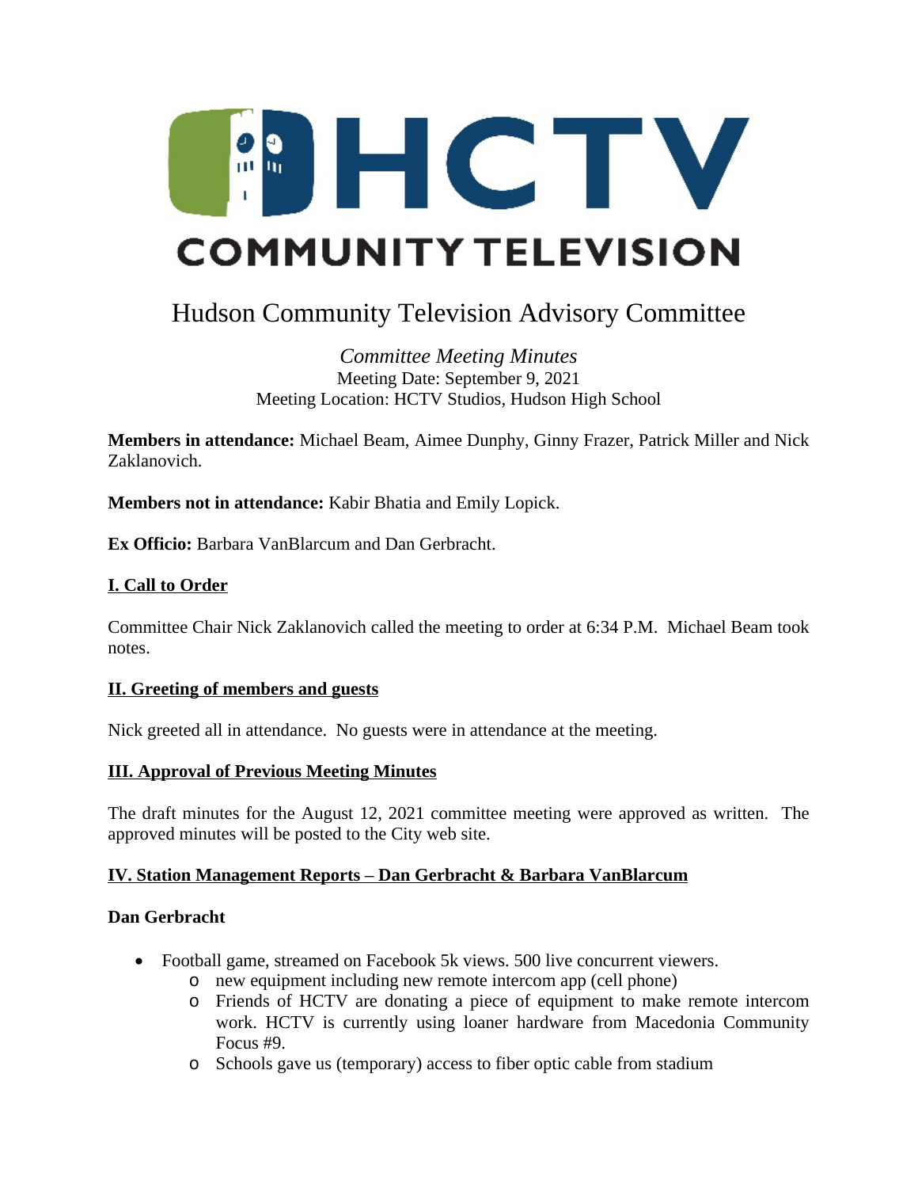# HCTV COMMUNITY TELEVISION

# Hudson Community Television Advisory Committee

*Committee Meeting Minutes*
Meeting Date: September 9, 2021
Meeting Location: HCTV Studios, Hudson High School

**Members in attendance:** Michael Beam, Aimee Dunphy, Ginny Frazer, Patrick Miller and Nick Zaklanovich.

**Members not in attendance:** Kabir Bhatia and Emily Lopick.

**Ex Officio:** Barbara VanBlarcum and Dan Gerbracht.

## I. Call to Order

Committee Chair Nick Zaklanovich called the meeting to order at 6:34 P.M. Michael Beam took notes.

## II. Greeting of members and guests

Nick greeted all in attendance. No guests were in attendance at the meeting.

## III. Approval of Previous Meeting Minutes

The draft minutes for the August 12, 2021 committee meeting were approved as written. The approved minutes will be posted to the City web site.

## IV. Station Management Reports – Dan Gerbracht & Barbara VanBlarcum

### Dan Gerbracht

- Football game, streamed on Facebook 5k views. 500 live concurrent viewers.
  - new equipment including new remote intercom app (cell phone)
  - Friends of HCTV are donating a piece of equipment to make remote intercom work. HCTV is currently using loaner hardware from Macedonia Community Focus #9.
  - Schools gave us (temporary) access to fiber optic cable from stadium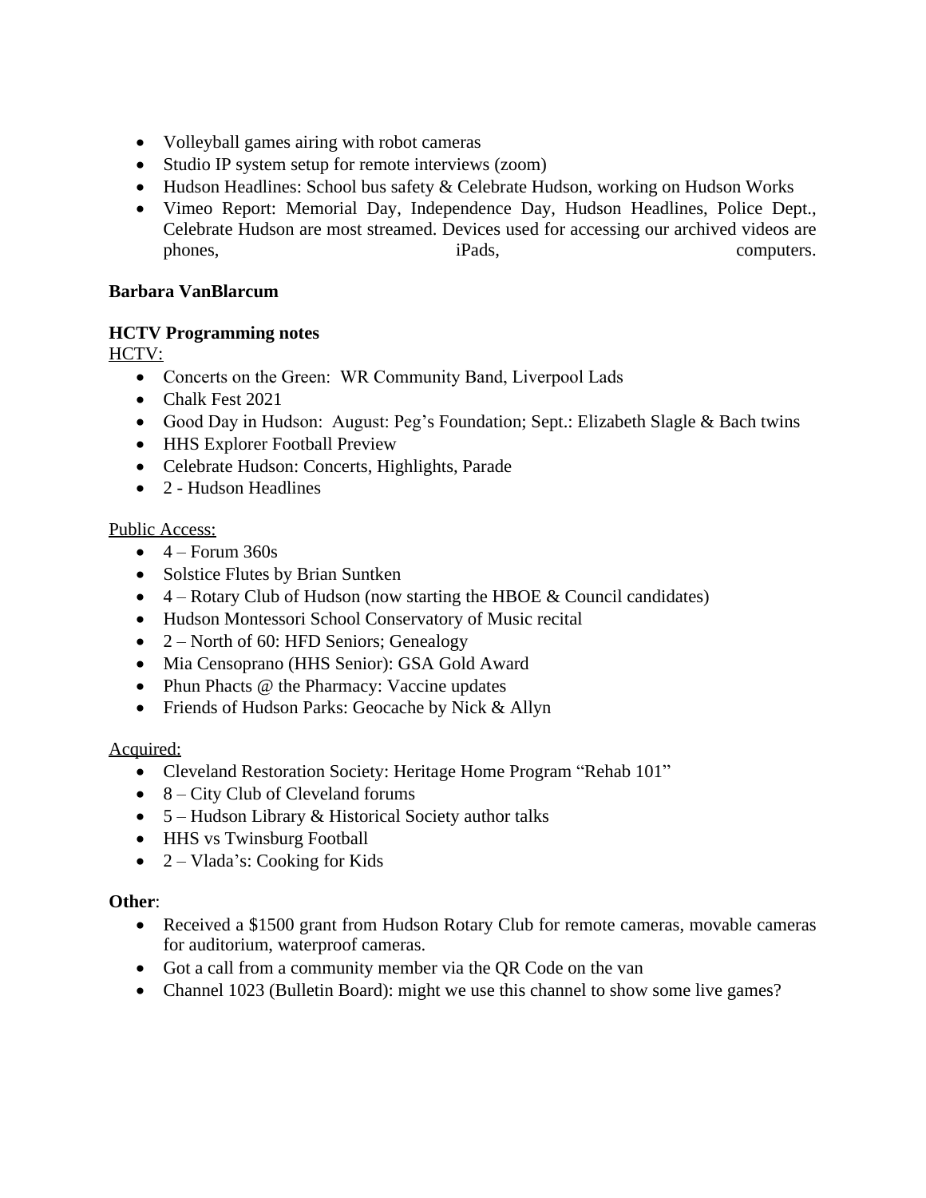- Volleyball games airing with robot cameras
- Studio IP system setup for remote interviews (zoom)
- Hudson Headlines: School bus safety & Celebrate Hudson, working on Hudson Works
- Vimeo Report: Memorial Day, Independence Day, Hudson Headlines, Police Dept., Celebrate Hudson are most streamed. Devices used for accessing our archived videos are phones, iPads, computers.

**Barbara VanBlarcum**

**HCTV Programming notes**

<u>HCTV:</u>

- Concerts on the Green: WR Community Band, Liverpool Lads
- Chalk Fest 2021
- Good Day in Hudson: August: Peg's Foundation; Sept.: Elizabeth Slagle & Bach twins
- HHS Explorer Football Preview
- Celebrate Hudson: Concerts, Highlights, Parade
- 2 - Hudson Headlines

<u>Public Access:</u>

- 4 – Forum 360s
- Solstice Flutes by Brian Suntken
- 4 – Rotary Club of Hudson (now starting the HBOE & Council candidates)
- Hudson Montessori School Conservatory of Music recital
- 2 – North of 60: HFD Seniors; Genealogy
- Mia Censoprano (HHS Senior): GSA Gold Award
- Phun Phacts @ the Pharmacy: Vaccine updates
- Friends of Hudson Parks: Geocache by Nick & Allyn

<u>Acquired:</u>

- Cleveland Restoration Society: Heritage Home Program "Rehab 101"
- 8 – City Club of Cleveland forums
- 5 – Hudson Library & Historical Society author talks
- HHS vs Twinsburg Football
- 2 – Vlada's: Cooking for Kids

**Other**:

- Received a $1500 grant from Hudson Rotary Club for remote cameras, movable cameras for auditorium, waterproof cameras.
- Got a call from a community member via the QR Code on the van
- Channel 1023 (Bulletin Board): might we use this channel to show some live games?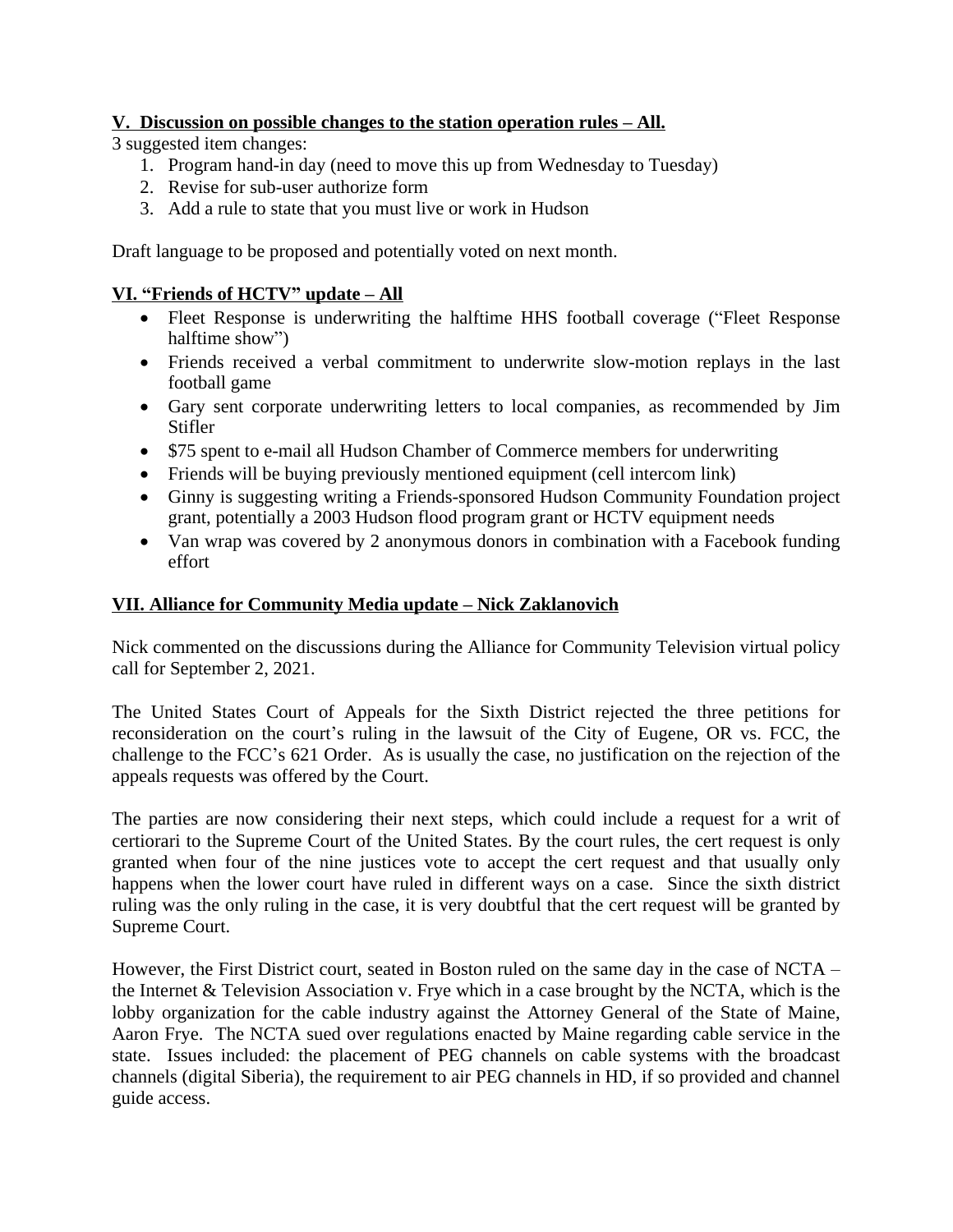**V. Discussion on possible changes to the station operation rules – All.**

3 suggested item changes:

1. Program hand-in day (need to move this up from Wednesday to Tuesday)
2. Revise for sub-user authorize form
3. Add a rule to state that you must live or work in Hudson

Draft language to be proposed and potentially voted on next month.

**VI. "Friends of HCTV" update – All**

- Fleet Response is underwriting the halftime HHS football coverage ("Fleet Response halftime show")
- Friends received a verbal commitment to underwrite slow-motion replays in the last football game
- Gary sent corporate underwriting letters to local companies, as recommended by Jim Stifler
- $75 spent to e-mail all Hudson Chamber of Commerce members for underwriting
- Friends will be buying previously mentioned equipment (cell intercom link)
- Ginny is suggesting writing a Friends-sponsored Hudson Community Foundation project grant, potentially a 2003 Hudson flood program grant or HCTV equipment needs
- Van wrap was covered by 2 anonymous donors in combination with a Facebook funding effort

**VII. Alliance for Community Media update – Nick Zaklanovich**

Nick commented on the discussions during the Alliance for Community Television virtual policy call for September 2, 2021.

The United States Court of Appeals for the Sixth District rejected the three petitions for reconsideration on the court's ruling in the lawsuit of the City of Eugene, OR vs. FCC, the challenge to the FCC's 621 Order. As is usually the case, no justification on the rejection of the appeals requests was offered by the Court.

The parties are now considering their next steps, which could include a request for a writ of certiorari to the Supreme Court of the United States. By the court rules, the cert request is only granted when four of the nine justices vote to accept the cert request and that usually only happens when the lower court have ruled in different ways on a case. Since the sixth district ruling was the only ruling in the case, it is very doubtful that the cert request will be granted by Supreme Court.

However, the First District court, seated in Boston ruled on the same day in the case of NCTA – the Internet & Television Association v. Frye which in a case brought by the NCTA, which is the lobby organization for the cable industry against the Attorney General of the State of Maine, Aaron Frye. The NCTA sued over regulations enacted by Maine regarding cable service in the state. Issues included: the placement of PEG channels on cable systems with the broadcast channels (digital Siberia), the requirement to air PEG channels in HD, if so provided and channel guide access.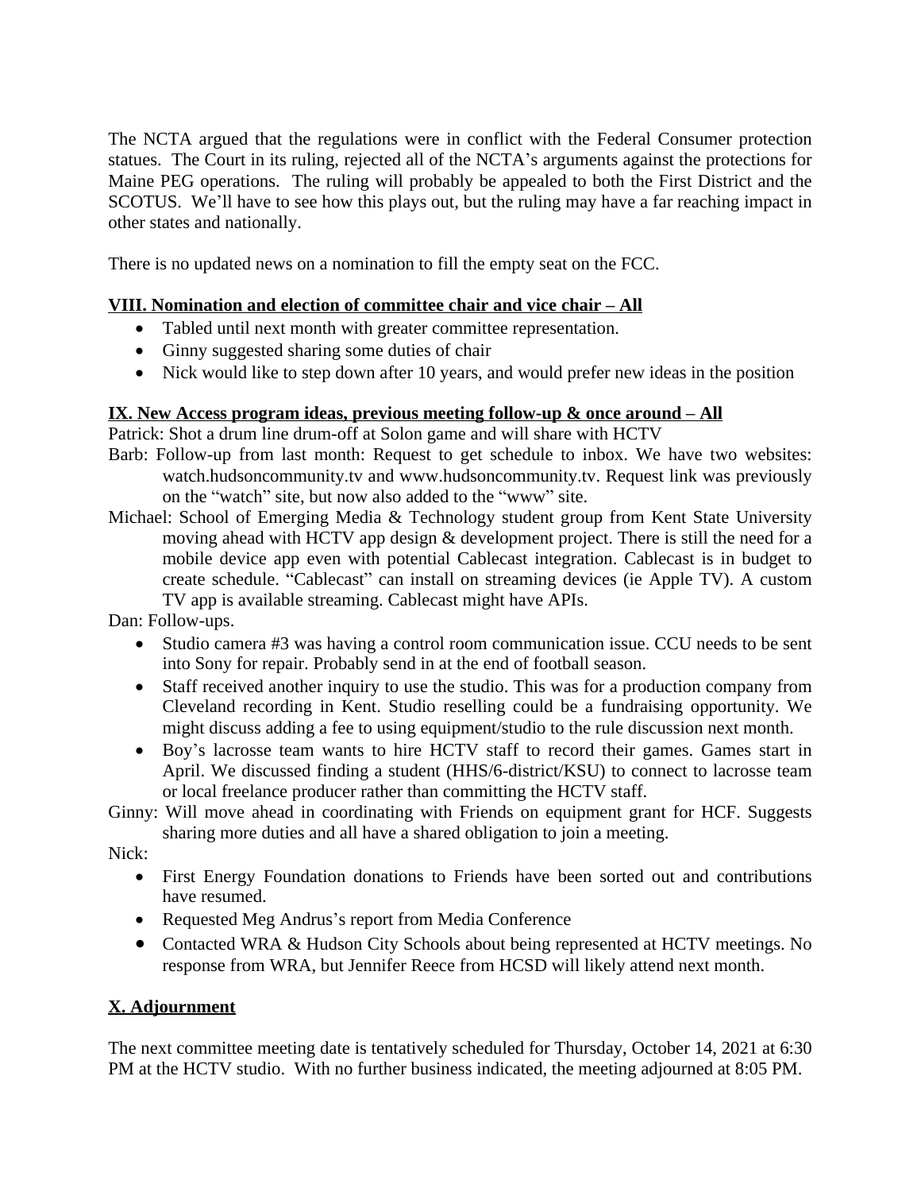The NCTA argued that the regulations were in conflict with the Federal Consumer protection statues. The Court in its ruling, rejected all of the NCTA's arguments against the protections for Maine PEG operations. The ruling will probably be appealed to both the First District and the SCOTUS. We'll have to see how this plays out, but the ruling may have a far reaching impact in other states and nationally.

There is no updated news on a nomination to fill the empty seat on the FCC.

**VIII. Nomination and election of committee chair and vice chair – All**

- Tabled until next month with greater committee representation.
- Ginny suggested sharing some duties of chair
- Nick would like to step down after 10 years, and would prefer new ideas in the position

**IX. New Access program ideas, previous meeting follow-up & once around – All**

Patrick: Shot a drum line drum-off at Solon game and will share with HCTV

Barb: Follow-up from last month: Request to get schedule to inbox. We have two websites: watch.hudsoncommunity.tv and www.hudsoncommunity.tv. Request link was previously on the "watch" site, but now also added to the "www" site.

Michael: School of Emerging Media & Technology student group from Kent State University moving ahead with HCTV app design & development project. There is still the need for a mobile device app even with potential Cablecast integration. Cablecast is in budget to create schedule. "Cablecast" can install on streaming devices (ie Apple TV). A custom TV app is available streaming. Cablecast might have APIs.

Dan: Follow-ups.

- Studio camera #3 was having a control room communication issue. CCU needs to be sent into Sony for repair. Probably send in at the end of football season.
- Staff received another inquiry to use the studio. This was for a production company from Cleveland recording in Kent. Studio reselling could be a fundraising opportunity. We might discuss adding a fee to using equipment/studio to the rule discussion next month.
- Boy's lacrosse team wants to hire HCTV staff to record their games. Games start in April. We discussed finding a student (HHS/6-district/KSU) to connect to lacrosse team or local freelance producer rather than committing the HCTV staff.

Ginny: Will move ahead in coordinating with Friends on equipment grant for HCF. Suggests sharing more duties and all have a shared obligation to join a meeting.

Nick:

- First Energy Foundation donations to Friends have been sorted out and contributions have resumed.
- Requested Meg Andrus's report from Media Conference
- Contacted WRA & Hudson City Schools about being represented at HCTV meetings. No response from WRA, but Jennifer Reece from HCSD will likely attend next month.

**X. Adjournment**

The next committee meeting date is tentatively scheduled for Thursday, October 14, 2021 at 6:30 PM at the HCTV studio. With no further business indicated, the meeting adjourned at 8:05 PM.